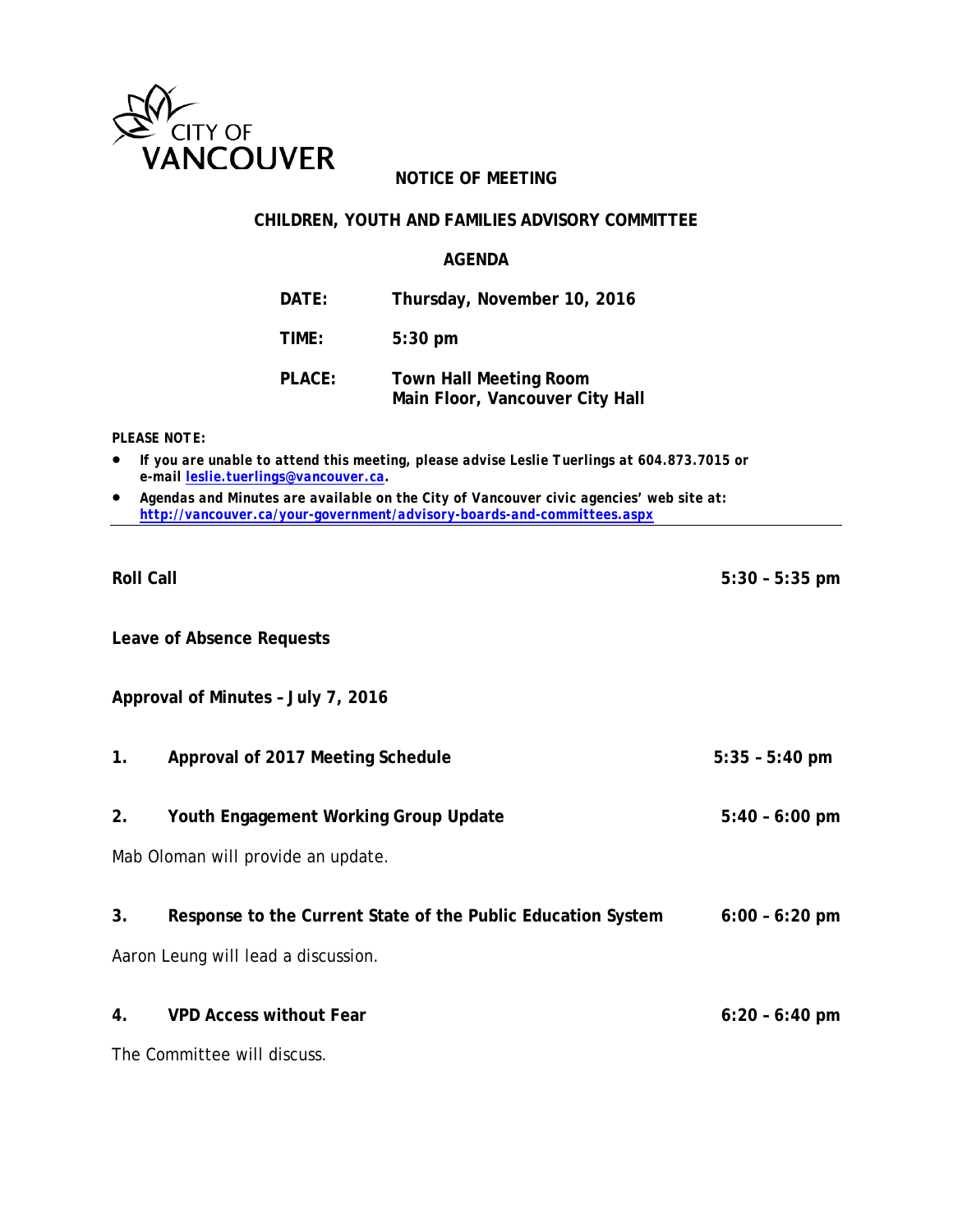CITY OF VANCOUVER

# NOTICE OF MEETING

## CHILDREN, YOUTH AND FAMILIES ADVISORY COMMITTEE

## AGENDA

**DATE:** Thursday, November 10, 2016

**TIME:** 5:30 pm

**PLACE:** Town Hall Meeting Room
Main Floor, Vancouver City Hall

***PLEASE NOTE:***

- ***If you are unable to attend this meeting, please advise Leslie Tuerlings at 604.873.7015 or e-mail [leslie.tuerlings@vancouver.ca](mailto:leslie.tuerlings@vancouver.ca).***
- ***Agendas and Minutes are available on the City of Vancouver civic agencies' web site at: [http://vancouver.ca/your-government/advisory-boards-and-committees.aspx](http://vancouver.ca/your-government/advisory-boards-and-committees.aspx)***

---

**Roll Call** **5:30 – 5:35 pm**

**Leave of Absence Requests**

**Approval of Minutes – July 7, 2016**

**1. Approval of 2017 Meeting Schedule** **5:35 – 5:40 pm**

**2. Youth Engagement Working Group Update** **5:40 – 6:00 pm**

Mab Oloman will provide an update.

**3. Response to the Current State of the Public Education System** **6:00 – 6:20 pm**

Aaron Leung will lead a discussion.

**4. VPD Access without Fear** **6:20 – 6:40 pm**

The Committee will discuss.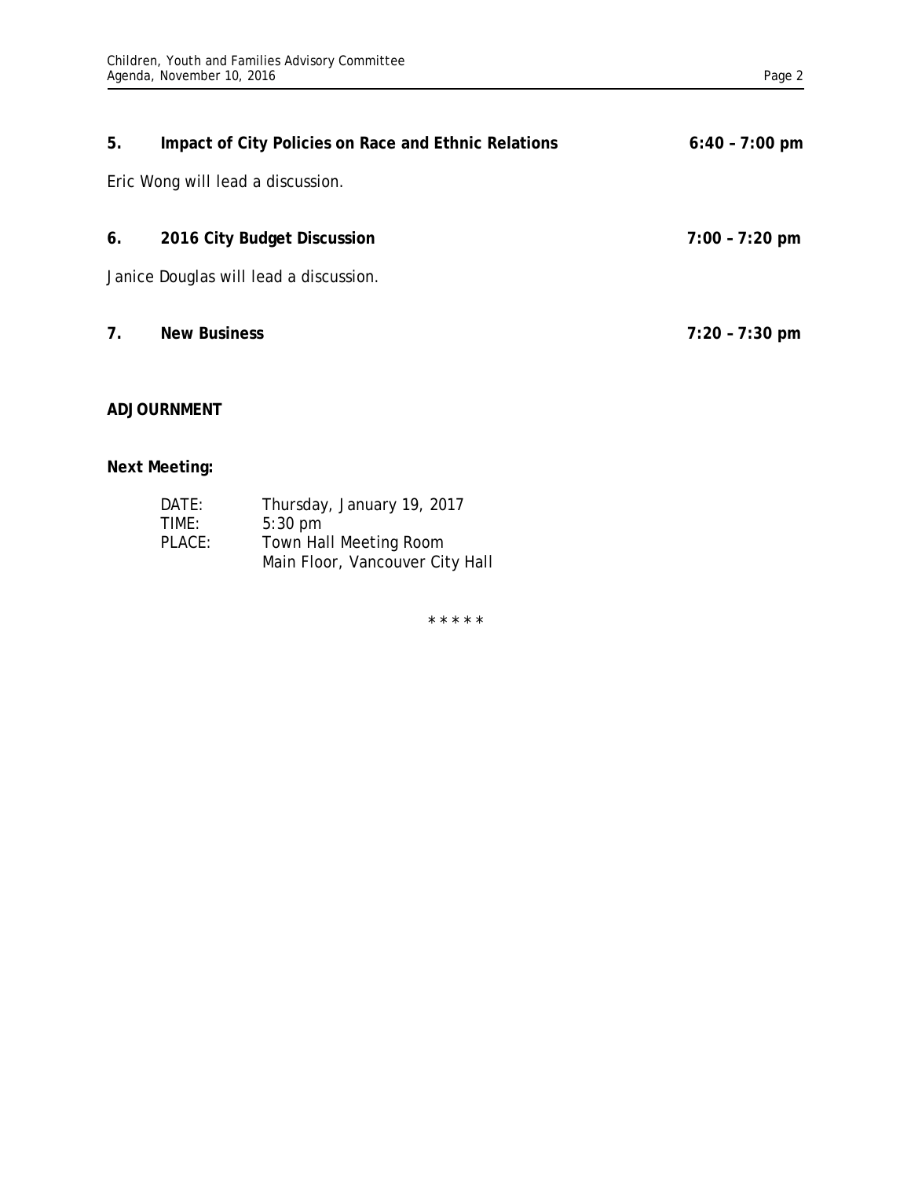**5. Impact of City Policies on Race and Ethnic Relations** **6:40 – 7:00 pm**

Eric Wong will lead a discussion.

**6. 2016 City Budget Discussion** **7:00 – 7:20 pm**

Janice Douglas will lead a discussion.

**7. New Business** **7:20 – 7:30 pm**

**ADJOURNMENT**

**Next Meeting:**

| | |
|---|---|
| DATE: | Thursday, January 19, 2017 |
| TIME: | 5:30 pm |
| PLACE: | Town Hall Meeting Room<br>Main Floor, Vancouver City Hall |

\* \* \* \* \*